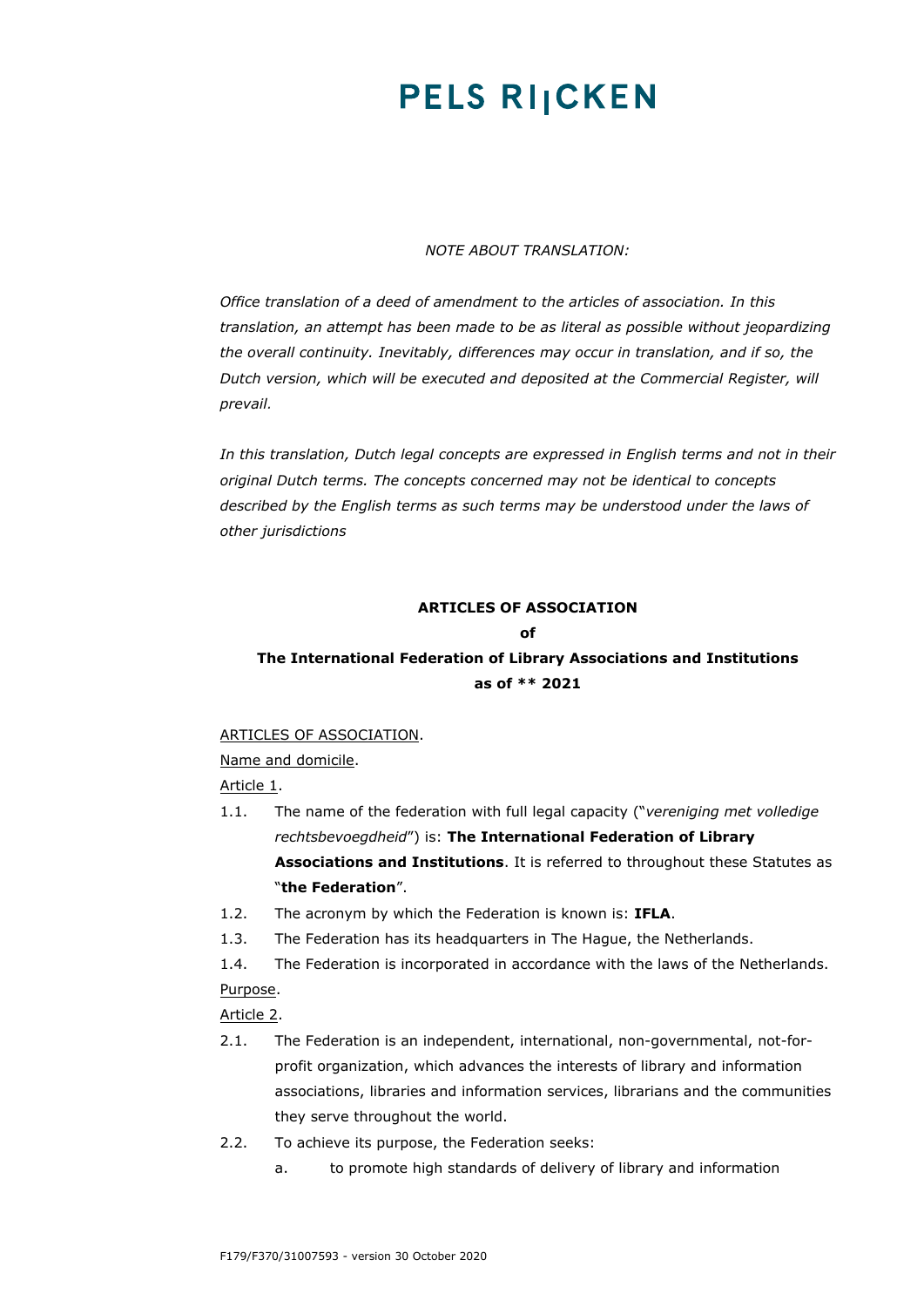# PELS RIJCKEN

*NOTE ABOUT TRANSLATION:*

*Office translation of a deed of amendment to the articles of association. In this translation, an attempt has been made to be as literal as possible without jeopardizing the overall continuity. Inevitably, differences may occur in translation, and if so, the Dutch version, which will be executed and deposited at the Commercial Register, will prevail.*

*In this translation, Dutch legal concepts are expressed in English terms and not in their original Dutch terms. The concepts concerned may not be identical to concepts described by the English terms as such terms may be understood under the laws of other jurisdictions*

**ARTICLES OF ASSOCIATION**

**of**

**The International Federation of Library Associations and Institutions**

**as of ** 2021**

ARTICLES OF ASSOCIATION.

Name and domicile.

Article 1.

1.1. The name of the federation with full legal capacity ("*vereniging met volledige rechtsbevoegdheid*") is: **The International Federation of Library Associations and Institutions**. It is referred to throughout these Statutes as "**the Federation**".

1.2. The acronym by which the Federation is known is: **IFLA**.

1.3. The Federation has its headquarters in The Hague, the Netherlands.

1.4. The Federation is incorporated in accordance with the laws of the Netherlands.

Purpose.

Article 2.

2.1. The Federation is an independent, international, non-governmental, not-for-profit organization, which advances the interests of library and information associations, libraries and information services, librarians and the communities they serve throughout the world.

2.2. To achieve its purpose, the Federation seeks:

a. to promote high standards of delivery of library and information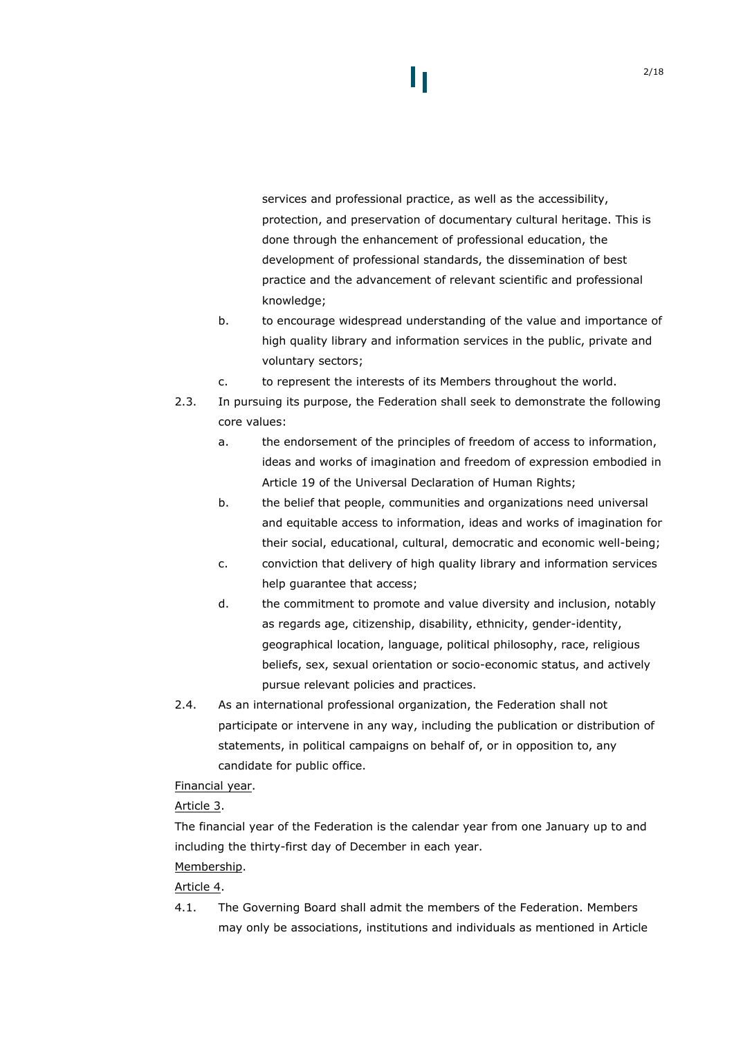services and professional practice, as well as the accessibility, protection, and preservation of documentary cultural heritage. This is done through the enhancement of professional education, the development of professional standards, the dissemination of best practice and the advancement of relevant scientific and professional knowledge;

b. to encourage widespread understanding of the value and importance of high quality library and information services in the public, private and voluntary sectors;

c. to represent the interests of its Members throughout the world.

2.3. In pursuing its purpose, the Federation shall seek to demonstrate the following core values:

a. the endorsement of the principles of freedom of access to information, ideas and works of imagination and freedom of expression embodied in Article 19 of the Universal Declaration of Human Rights;

b. the belief that people, communities and organizations need universal and equitable access to information, ideas and works of imagination for their social, educational, cultural, democratic and economic well-being;

c. conviction that delivery of high quality library and information services help guarantee that access;

d. the commitment to promote and value diversity and inclusion, notably as regards age, citizenship, disability, ethnicity, gender-identity, geographical location, language, political philosophy, race, religious beliefs, sex, sexual orientation or socio-economic status, and actively pursue relevant policies and practices.

2.4. As an international professional organization, the Federation shall not participate or intervene in any way, including the publication or distribution of statements, in political campaigns on behalf of, or in opposition to, any candidate for public office.

<u>Financial year</u>.

<u>Article 3</u>.

The financial year of the Federation is the calendar year from one January up to and including the thirty-first day of December in each year.

<u>Membership</u>.

<u>Article 4</u>.

4.1. The Governing Board shall admit the members of the Federation. Members may only be associations, institutions and individuals as mentioned in Article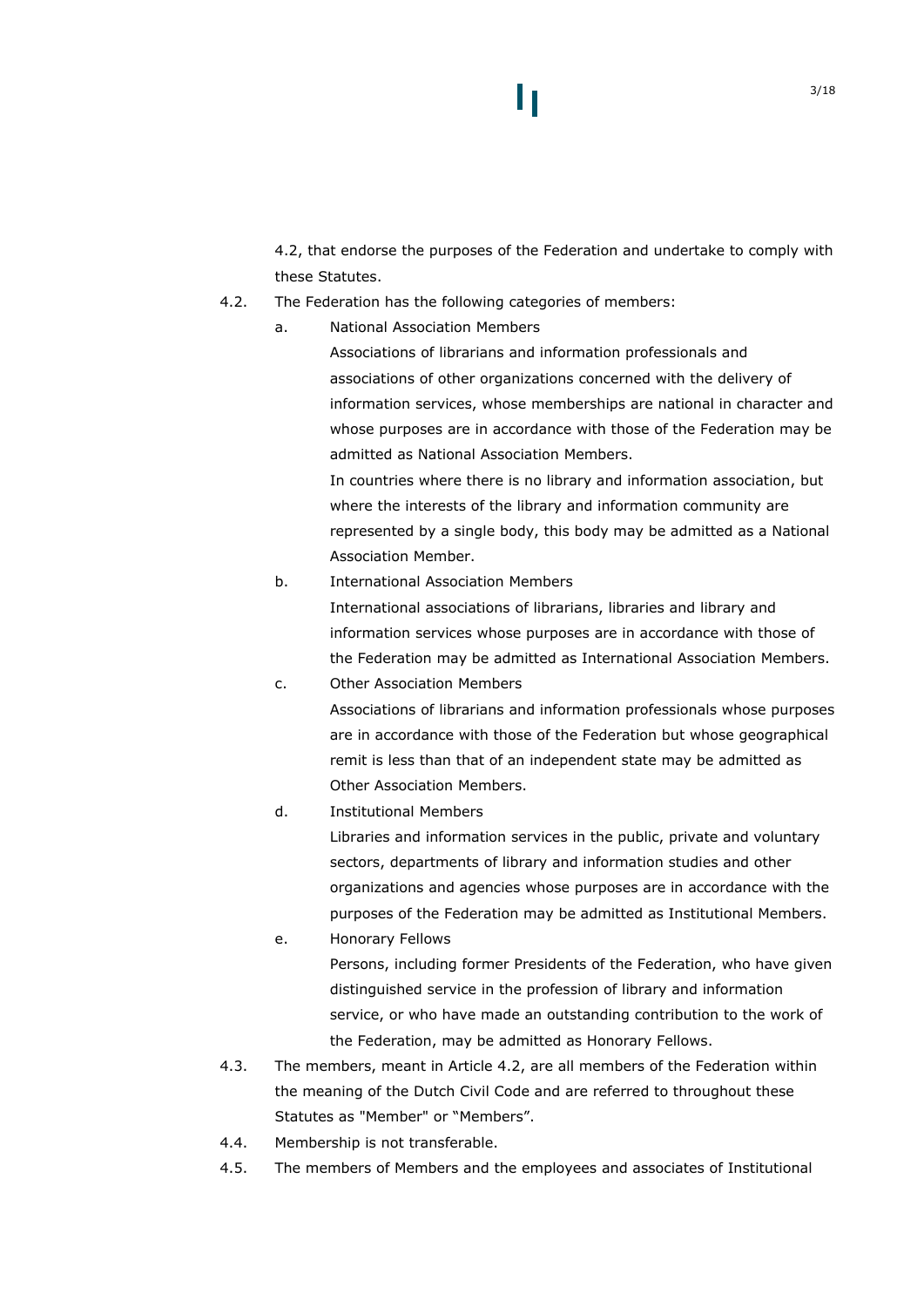4.2, that endorse the purposes of the Federation and undertake to comply with these Statutes.

4.2. The Federation has the following categories of members:

a. National Association Members

Associations of librarians and information professionals and associations of other organizations concerned with the delivery of information services, whose memberships are national in character and whose purposes are in accordance with those of the Federation may be admitted as National Association Members.

In countries where there is no library and information association, but where the interests of the library and information community are represented by a single body, this body may be admitted as a National Association Member.

b. International Association Members

International associations of librarians, libraries and library and information services whose purposes are in accordance with those of the Federation may be admitted as International Association Members.

c. Other Association Members

Associations of librarians and information professionals whose purposes are in accordance with those of the Federation but whose geographical remit is less than that of an independent state may be admitted as Other Association Members.

d. Institutional Members

Libraries and information services in the public, private and voluntary sectors, departments of library and information studies and other organizations and agencies whose purposes are in accordance with the purposes of the Federation may be admitted as Institutional Members.

e. Honorary Fellows

Persons, including former Presidents of the Federation, who have given distinguished service in the profession of library and information service, or who have made an outstanding contribution to the work of the Federation, may be admitted as Honorary Fellows.

4.3. The members, meant in Article 4.2, are all members of the Federation within the meaning of the Dutch Civil Code and are referred to throughout these Statutes as "Member" or "Members".

4.4. Membership is not transferable.

4.5. The members of Members and the employees and associates of Institutional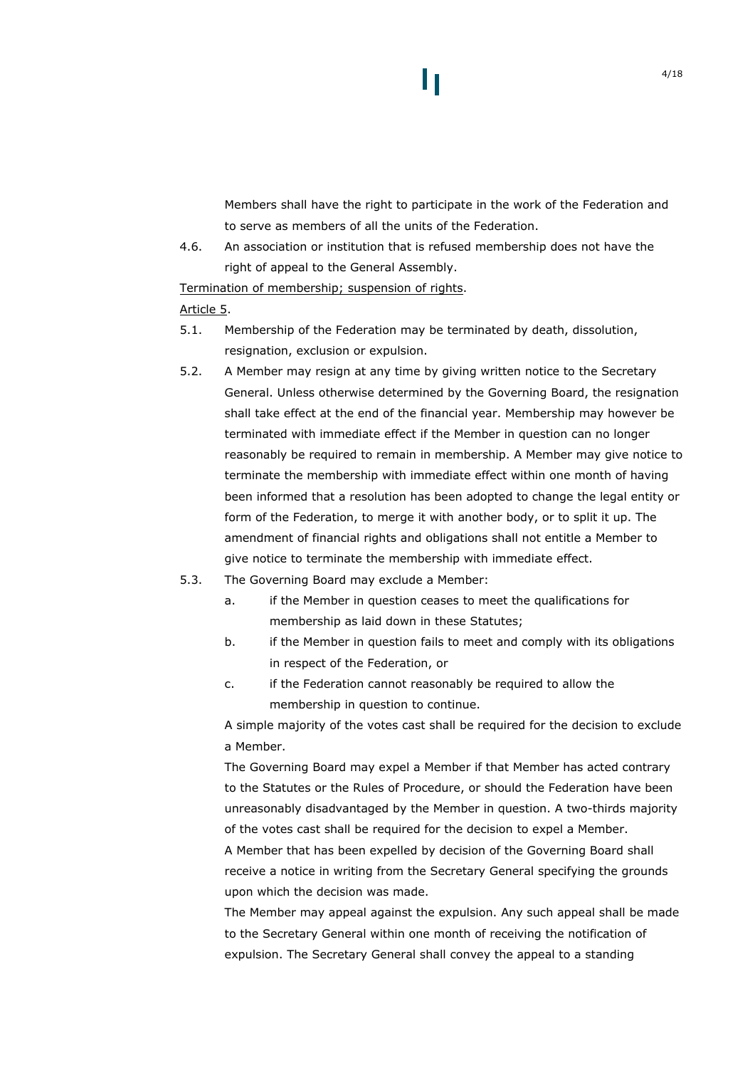Members shall have the right to participate in the work of the Federation and to serve as members of all the units of the Federation.

4.6. An association or institution that is refused membership does not have the right of appeal to the General Assembly.

Termination of membership; suspension of rights.

Article 5.

5.1. Membership of the Federation may be terminated by death, dissolution, resignation, exclusion or expulsion.

5.2. A Member may resign at any time by giving written notice to the Secretary General. Unless otherwise determined by the Governing Board, the resignation shall take effect at the end of the financial year. Membership may however be terminated with immediate effect if the Member in question can no longer reasonably be required to remain in membership. A Member may give notice to terminate the membership with immediate effect within one month of having been informed that a resolution has been adopted to change the legal entity or form of the Federation, to merge it with another body, or to split it up. The amendment of financial rights and obligations shall not entitle a Member to give notice to terminate the membership with immediate effect.

5.3. The Governing Board may exclude a Member:

   a. if the Member in question ceases to meet the qualifications for membership as laid down in these Statutes;

   b. if the Member in question fails to meet and comply with its obligations in respect of the Federation, or

   c. if the Federation cannot reasonably be required to allow the membership in question to continue.

   A simple majority of the votes cast shall be required for the decision to exclude a Member.

   The Governing Board may expel a Member if that Member has acted contrary to the Statutes or the Rules of Procedure, or should the Federation have been unreasonably disadvantaged by the Member in question. A two-thirds majority of the votes cast shall be required for the decision to expel a Member.

   A Member that has been expelled by decision of the Governing Board shall receive a notice in writing from the Secretary General specifying the grounds upon which the decision was made.

   The Member may appeal against the expulsion. Any such appeal shall be made to the Secretary General within one month of receiving the notification of expulsion. The Secretary General shall convey the appeal to a standing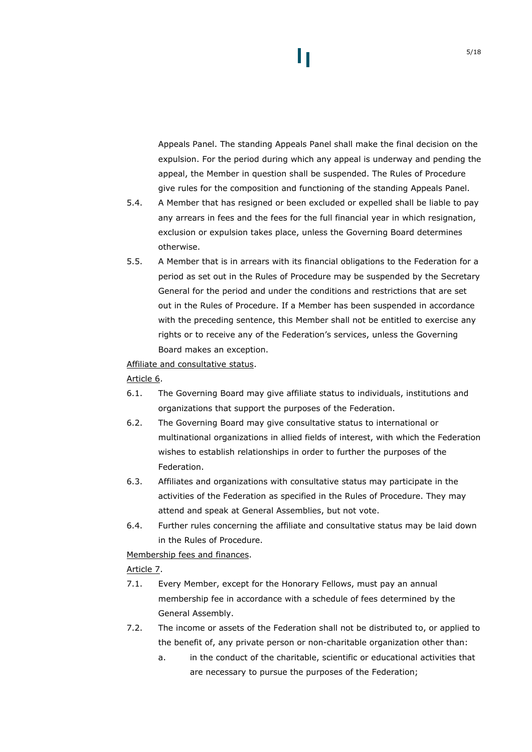Appeals Panel. The standing Appeals Panel shall make the final decision on the expulsion. For the period during which any appeal is underway and pending the appeal, the Member in question shall be suspended. The Rules of Procedure give rules for the composition and functioning of the standing Appeals Panel.

5.4. A Member that has resigned or been excluded or expelled shall be liable to pay any arrears in fees and the fees for the full financial year in which resignation, exclusion or expulsion takes place, unless the Governing Board determines otherwise.

5.5. A Member that is in arrears with its financial obligations to the Federation for a period as set out in the Rules of Procedure may be suspended by the Secretary General for the period and under the conditions and restrictions that are set out in the Rules of Procedure. If a Member has been suspended in accordance with the preceding sentence, this Member shall not be entitled to exercise any rights or to receive any of the Federation's services, unless the Governing Board makes an exception.

<u>Affiliate and consultative status</u>.

<u>Article 6</u>.

6.1. The Governing Board may give affiliate status to individuals, institutions and organizations that support the purposes of the Federation.

6.2. The Governing Board may give consultative status to international or multinational organizations in allied fields of interest, with which the Federation wishes to establish relationships in order to further the purposes of the Federation.

6.3. Affiliates and organizations with consultative status may participate in the activities of the Federation as specified in the Rules of Procedure. They may attend and speak at General Assemblies, but not vote.

6.4. Further rules concerning the affiliate and consultative status may be laid down in the Rules of Procedure.

<u>Membership fees and finances</u>.

<u>Article 7</u>.

7.1. Every Member, except for the Honorary Fellows, must pay an annual membership fee in accordance with a schedule of fees determined by the General Assembly.

7.2. The income or assets of the Federation shall not be distributed to, or applied to the benefit of, any private person or non-charitable organization other than:

   a. in the conduct of the charitable, scientific or educational activities that are necessary to pursue the purposes of the Federation;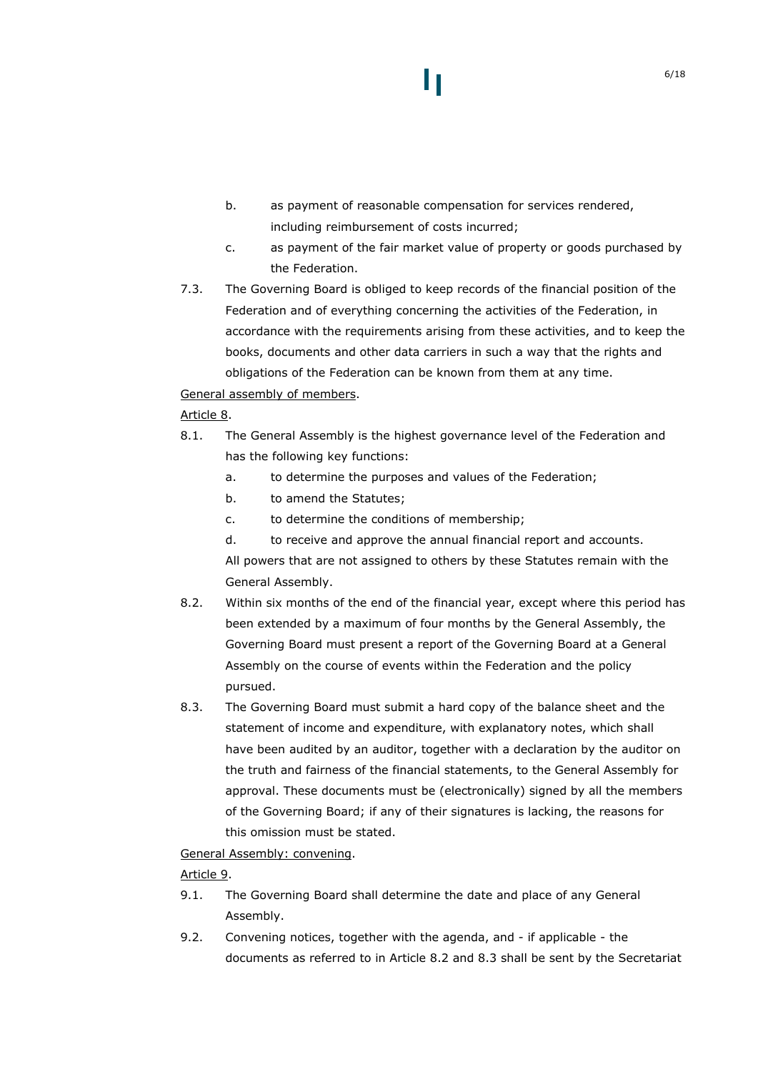b. as payment of reasonable compensation for services rendered, including reimbursement of costs incurred;

c. as payment of the fair market value of property or goods purchased by the Federation.

7.3. The Governing Board is obliged to keep records of the financial position of the Federation and of everything concerning the activities of the Federation, in accordance with the requirements arising from these activities, and to keep the books, documents and other data carriers in such a way that the rights and obligations of the Federation can be known from them at any time.

<u>General assembly of members</u>.

<u>Article 8</u>.

8.1. The General Assembly is the highest governance level of the Federation and has the following key functions:

a. to determine the purposes and values of the Federation;

b. to amend the Statutes;

c. to determine the conditions of membership;

d. to receive and approve the annual financial report and accounts.

All powers that are not assigned to others by these Statutes remain with the General Assembly.

8.2. Within six months of the end of the financial year, except where this period has been extended by a maximum of four months by the General Assembly, the Governing Board must present a report of the Governing Board at a General Assembly on the course of events within the Federation and the policy pursued.

8.3. The Governing Board must submit a hard copy of the balance sheet and the statement of income and expenditure, with explanatory notes, which shall have been audited by an auditor, together with a declaration by the auditor on the truth and fairness of the financial statements, to the General Assembly for approval. These documents must be (electronically) signed by all the members of the Governing Board; if any of their signatures is lacking, the reasons for this omission must be stated.

<u>General Assembly: convening</u>.

<u>Article 9</u>.

9.1. The Governing Board shall determine the date and place of any General Assembly.

9.2. Convening notices, together with the agenda, and - if applicable - the documents as referred to in Article 8.2 and 8.3 shall be sent by the Secretariat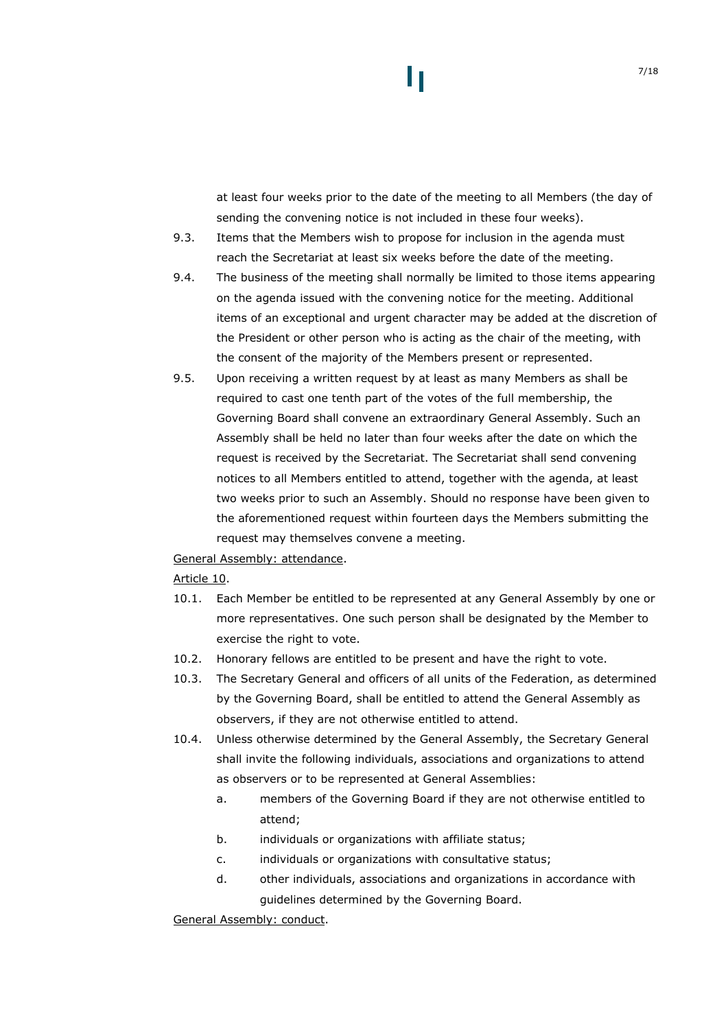at least four weeks prior to the date of the meeting to all Members (the day of sending the convening notice is not included in these four weeks).

9.3. Items that the Members wish to propose for inclusion in the agenda must reach the Secretariat at least six weeks before the date of the meeting.

9.4. The business of the meeting shall normally be limited to those items appearing on the agenda issued with the convening notice for the meeting. Additional items of an exceptional and urgent character may be added at the discretion of the President or other person who is acting as the chair of the meeting, with the consent of the majority of the Members present or represented.

9.5. Upon receiving a written request by at least as many Members as shall be required to cast one tenth part of the votes of the full membership, the Governing Board shall convene an extraordinary General Assembly. Such an Assembly shall be held no later than four weeks after the date on which the request is received by the Secretariat. The Secretariat shall send convening notices to all Members entitled to attend, together with the agenda, at least two weeks prior to such an Assembly. Should no response have been given to the aforementioned request within fourteen days the Members submitting the request may themselves convene a meeting.

General Assembly: attendance.

Article 10.

10.1. Each Member be entitled to be represented at any General Assembly by one or more representatives. One such person shall be designated by the Member to exercise the right to vote.

10.2. Honorary fellows are entitled to be present and have the right to vote.

10.3. The Secretary General and officers of all units of the Federation, as determined by the Governing Board, shall be entitled to attend the General Assembly as observers, if they are not otherwise entitled to attend.

10.4. Unless otherwise determined by the General Assembly, the Secretary General shall invite the following individuals, associations and organizations to attend as observers or to be represented at General Assemblies:

   a. members of the Governing Board if they are not otherwise entitled to attend;
   b. individuals or organizations with affiliate status;
   c. individuals or organizations with consultative status;
   d. other individuals, associations and organizations in accordance with guidelines determined by the Governing Board.

General Assembly: conduct.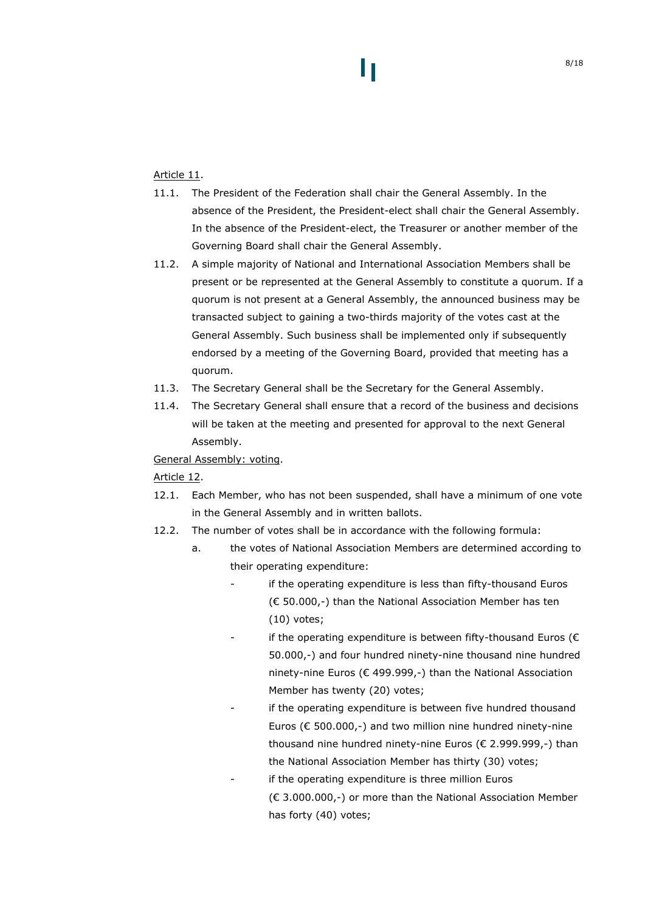Article 11.

11.1. The President of the Federation shall chair the General Assembly. In the absence of the President, the President-elect shall chair the General Assembly. In the absence of the President-elect, the Treasurer or another member of the Governing Board shall chair the General Assembly.

11.2. A simple majority of National and International Association Members shall be present or be represented at the General Assembly to constitute a quorum. If a quorum is not present at a General Assembly, the announced business may be transacted subject to gaining a two-thirds majority of the votes cast at the General Assembly. Such business shall be implemented only if subsequently endorsed by a meeting of the Governing Board, provided that meeting has a quorum.

11.3. The Secretary General shall be the Secretary for the General Assembly.

11.4. The Secretary General shall ensure that a record of the business and decisions will be taken at the meeting and presented for approval to the next General Assembly.

General Assembly: voting.

Article 12.

12.1. Each Member, who has not been suspended, shall have a minimum of one vote in the General Assembly and in written ballots.

12.2. The number of votes shall be in accordance with the following formula:

a. the votes of National Association Members are determined according to their operating expenditure:

- if the operating expenditure is less than fifty-thousand Euros (€ 50.000,-) than the National Association Member has ten (10) votes;
- if the operating expenditure is between fifty-thousand Euros (€ 50.000,-) and four hundred ninety-nine thousand nine hundred ninety-nine Euros (€ 499.999,-) than the National Association Member has twenty (20) votes;
- if the operating expenditure is between five hundred thousand Euros (€ 500.000,-) and two million nine hundred ninety-nine thousand nine hundred ninety-nine Euros (€ 2.999.999,-) than the National Association Member has thirty (30) votes;
- if the operating expenditure is three million Euros (€ 3.000.000,-) or more than the National Association Member has forty (40) votes;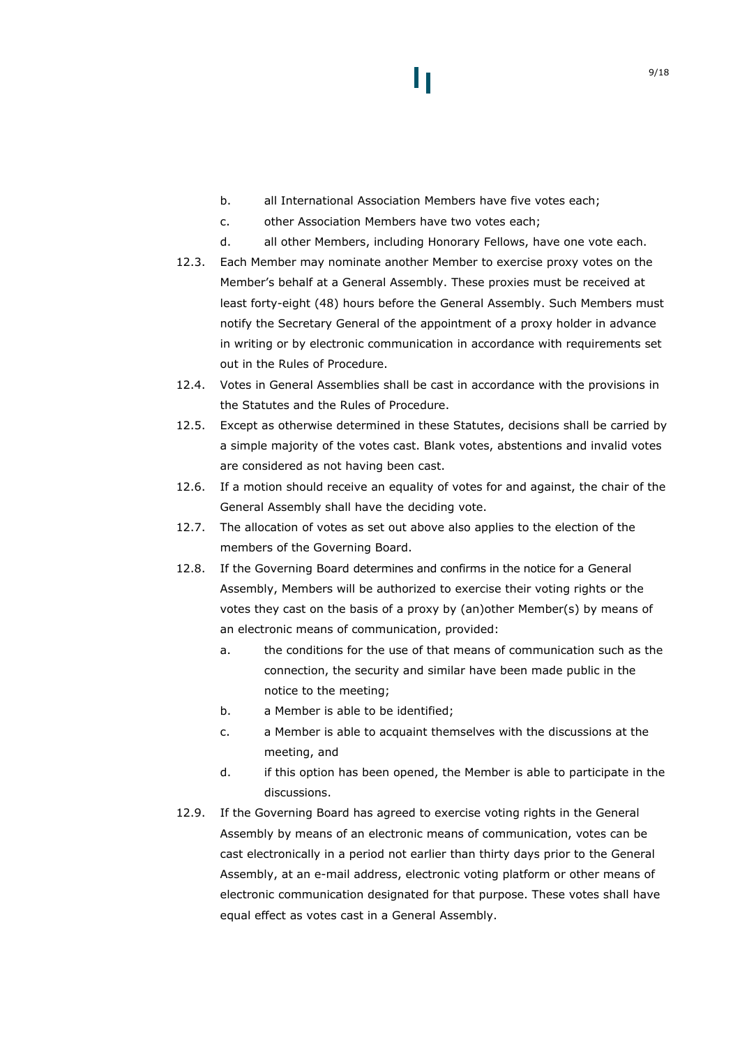b. all International Association Members have five votes each;

c. other Association Members have two votes each;

d. all other Members, including Honorary Fellows, have one vote each.

12.3. Each Member may nominate another Member to exercise proxy votes on the Member's behalf at a General Assembly. These proxies must be received at least forty-eight (48) hours before the General Assembly. Such Members must notify the Secretary General of the appointment of a proxy holder in advance in writing or by electronic communication in accordance with requirements set out in the Rules of Procedure.

12.4. Votes in General Assemblies shall be cast in accordance with the provisions in the Statutes and the Rules of Procedure.

12.5. Except as otherwise determined in these Statutes, decisions shall be carried by a simple majority of the votes cast. Blank votes, abstentions and invalid votes are considered as not having been cast.

12.6. If a motion should receive an equality of votes for and against, the chair of the General Assembly shall have the deciding vote.

12.7. The allocation of votes as set out above also applies to the election of the members of the Governing Board.

12.8. If the Governing Board determines and confirms in the notice for a General Assembly, Members will be authorized to exercise their voting rights or the votes they cast on the basis of a proxy by (an)other Member(s) by means of an electronic means of communication, provided:

a. the conditions for the use of that means of communication such as the connection, the security and similar have been made public in the notice to the meeting;

b. a Member is able to be identified;

c. a Member is able to acquaint themselves with the discussions at the meeting, and

d. if this option has been opened, the Member is able to participate in the discussions.

12.9. If the Governing Board has agreed to exercise voting rights in the General Assembly by means of an electronic means of communication, votes can be cast electronically in a period not earlier than thirty days prior to the General Assembly, at an e-mail address, electronic voting platform or other means of electronic communication designated for that purpose. These votes shall have equal effect as votes cast in a General Assembly.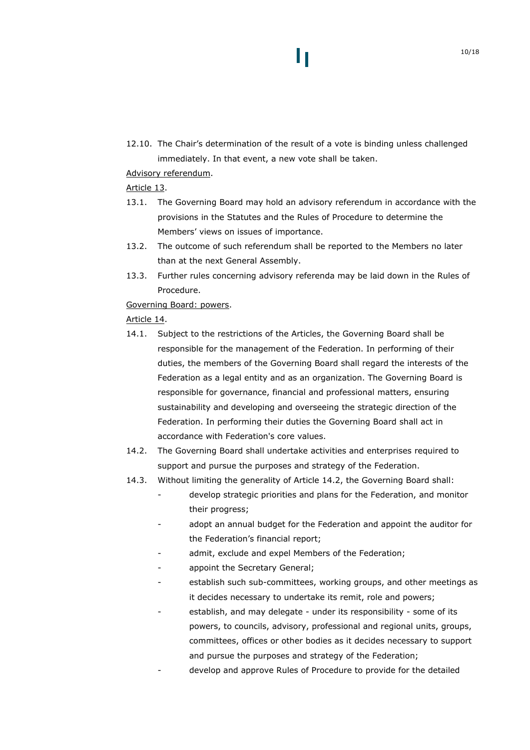12.10. The Chair's determination of the result of a vote is binding unless challenged immediately. In that event, a new vote shall be taken.

<u>Advisory referendum</u>.

<u>Article 13</u>.

13.1. The Governing Board may hold an advisory referendum in accordance with the provisions in the Statutes and the Rules of Procedure to determine the Members' views on issues of importance.

13.2. The outcome of such referendum shall be reported to the Members no later than at the next General Assembly.

13.3. Further rules concerning advisory referenda may be laid down in the Rules of Procedure.

<u>Governing Board: powers</u>.

<u>Article 14</u>.

14.1. Subject to the restrictions of the Articles, the Governing Board shall be responsible for the management of the Federation. In performing of their duties, the members of the Governing Board shall regard the interests of the Federation as a legal entity and as an organization. The Governing Board is responsible for governance, financial and professional matters, ensuring sustainability and developing and overseeing the strategic direction of the Federation. In performing their duties the Governing Board shall act in accordance with Federation's core values.

14.2. The Governing Board shall undertake activities and enterprises required to support and pursue the purposes and strategy of the Federation.

14.3. Without limiting the generality of Article 14.2, the Governing Board shall:

- develop strategic priorities and plans for the Federation, and monitor their progress;
- adopt an annual budget for the Federation and appoint the auditor for the Federation's financial report;
- admit, exclude and expel Members of the Federation;
- appoint the Secretary General;
- establish such sub-committees, working groups, and other meetings as it decides necessary to undertake its remit, role and powers;
- establish, and may delegate - under its responsibility - some of its powers, to councils, advisory, professional and regional units, groups, committees, offices or other bodies as it decides necessary to support and pursue the purposes and strategy of the Federation;
- develop and approve Rules of Procedure to provide for the detailed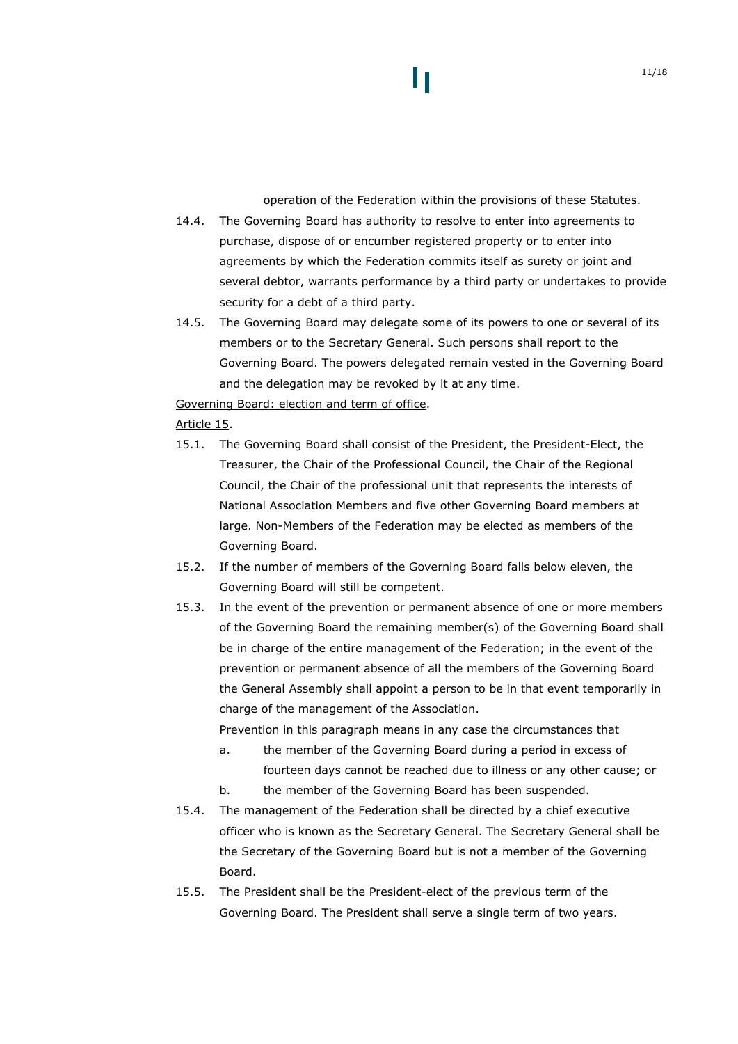operation of the Federation within the provisions of these Statutes.

14.4. The Governing Board has authority to resolve to enter into agreements to purchase, dispose of or encumber registered property or to enter into agreements by which the Federation commits itself as surety or joint and several debtor, warrants performance by a third party or undertakes to provide security for a debt of a third party.

14.5. The Governing Board may delegate some of its powers to one or several of its members or to the Secretary General. Such persons shall report to the Governing Board. The powers delegated remain vested in the Governing Board and the delegation may be revoked by it at any time.

<u>Governing Board: election and term of office</u>.

<u>Article 15</u>.

15.1. The Governing Board shall consist of the President, the President-Elect, the Treasurer, the Chair of the Professional Council, the Chair of the Regional Council, the Chair of the professional unit that represents the interests of National Association Members and five other Governing Board members at large. Non-Members of the Federation may be elected as members of the Governing Board.

15.2. If the number of members of the Governing Board falls below eleven, the Governing Board will still be competent.

15.3. In the event of the prevention or permanent absence of one or more members of the Governing Board the remaining member(s) of the Governing Board shall be in charge of the entire management of the Federation; in the event of the prevention or permanent absence of all the members of the Governing Board the General Assembly shall appoint a person to be in that event temporarily in charge of the management of the Association.

Prevention in this paragraph means in any case the circumstances that

a. the member of the Governing Board during a period in excess of fourteen days cannot be reached due to illness or any other cause; or
b. the member of the Governing Board has been suspended.

15.4. The management of the Federation shall be directed by a chief executive officer who is known as the Secretary General. The Secretary General shall be the Secretary of the Governing Board but is not a member of the Governing Board.

15.5. The President shall be the President-elect of the previous term of the Governing Board. The President shall serve a single term of two years.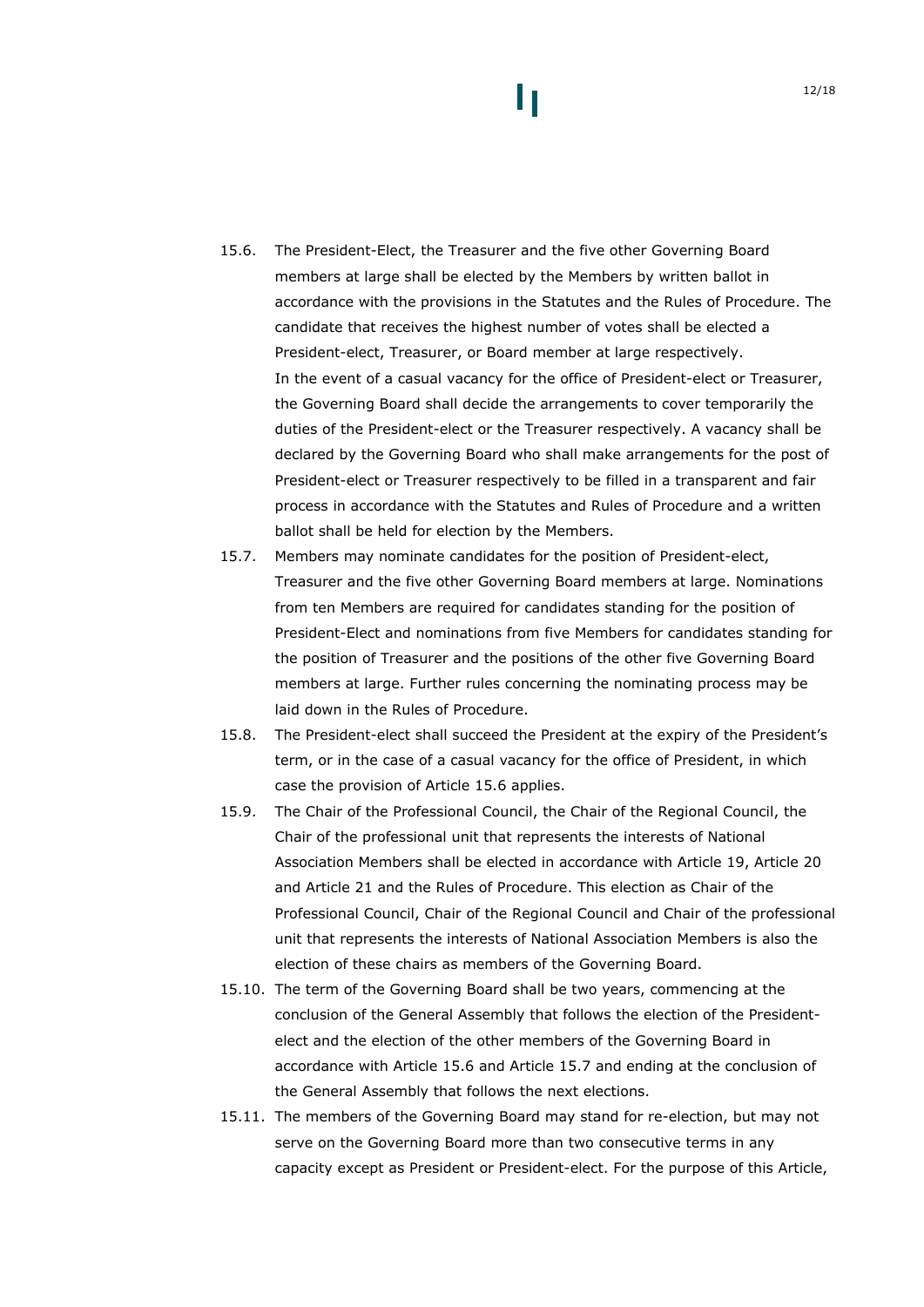15.6. The President-Elect, the Treasurer and the five other Governing Board members at large shall be elected by the Members by written ballot in accordance with the provisions in the Statutes and the Rules of Procedure. The candidate that receives the highest number of votes shall be elected a President-elect, Treasurer, or Board member at large respectively.
In the event of a casual vacancy for the office of President-elect or Treasurer, the Governing Board shall decide the arrangements to cover temporarily the duties of the President-elect or the Treasurer respectively. A vacancy shall be declared by the Governing Board who shall make arrangements for the post of President-elect or Treasurer respectively to be filled in a transparent and fair process in accordance with the Statutes and Rules of Procedure and a written ballot shall be held for election by the Members.

15.7. Members may nominate candidates for the position of President-elect, Treasurer and the five other Governing Board members at large. Nominations from ten Members are required for candidates standing for the position of President-Elect and nominations from five Members for candidates standing for the position of Treasurer and the positions of the other five Governing Board members at large. Further rules concerning the nominating process may be laid down in the Rules of Procedure.

15.8. The President-elect shall succeed the President at the expiry of the President's term, or in the case of a casual vacancy for the office of President, in which case the provision of Article 15.6 applies.

15.9. The Chair of the Professional Council, the Chair of the Regional Council, the Chair of the professional unit that represents the interests of National Association Members shall be elected in accordance with Article 19, Article 20 and Article 21 and the Rules of Procedure. This election as Chair of the Professional Council, Chair of the Regional Council and Chair of the professional unit that represents the interests of National Association Members is also the election of these chairs as members of the Governing Board.

15.10. The term of the Governing Board shall be two years, commencing at the conclusion of the General Assembly that follows the election of the President-elect and the election of the other members of the Governing Board in accordance with Article 15.6 and Article 15.7 and ending at the conclusion of the General Assembly that follows the next elections.

15.11. The members of the Governing Board may stand for re-election, but may not serve on the Governing Board more than two consecutive terms in any capacity except as President or President-elect. For the purpose of this Article,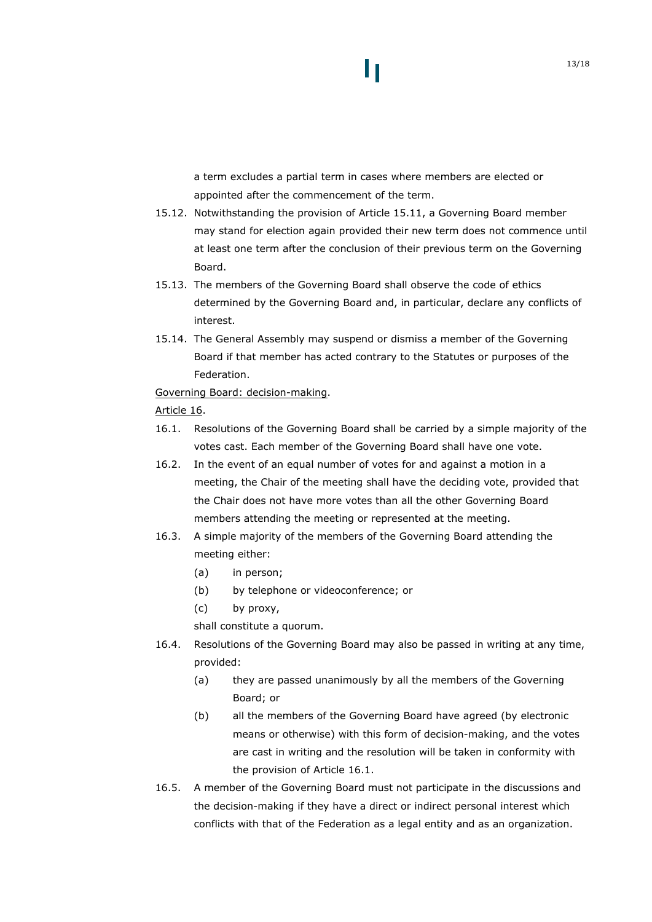a term excludes a partial term in cases where members are elected or appointed after the commencement of the term.

15.12. Notwithstanding the provision of Article 15.11, a Governing Board member may stand for election again provided their new term does not commence until at least one term after the conclusion of their previous term on the Governing Board.

15.13. The members of the Governing Board shall observe the code of ethics determined by the Governing Board and, in particular, declare any conflicts of interest.

15.14. The General Assembly may suspend or dismiss a member of the Governing Board if that member has acted contrary to the Statutes or purposes of the Federation.

<u>Governing Board: decision-making</u>.

<u>Article 16</u>.

16.1. Resolutions of the Governing Board shall be carried by a simple majority of the votes cast. Each member of the Governing Board shall have one vote.

16.2. In the event of an equal number of votes for and against a motion in a meeting, the Chair of the meeting shall have the deciding vote, provided that the Chair does not have more votes than all the other Governing Board members attending the meeting or represented at the meeting.

16.3. A simple majority of the members of the Governing Board attending the meeting either:

   (a) in person;

   (b) by telephone or videoconference; or

   (c) by proxy,

   shall constitute a quorum.

16.4. Resolutions of the Governing Board may also be passed in writing at any time, provided:

   (a) they are passed unanimously by all the members of the Governing Board; or

   (b) all the members of the Governing Board have agreed (by electronic means or otherwise) with this form of decision-making, and the votes are cast in writing and the resolution will be taken in conformity with the provision of Article 16.1.

16.5. A member of the Governing Board must not participate in the discussions and the decision-making if they have a direct or indirect personal interest which conflicts with that of the Federation as a legal entity and as an organization.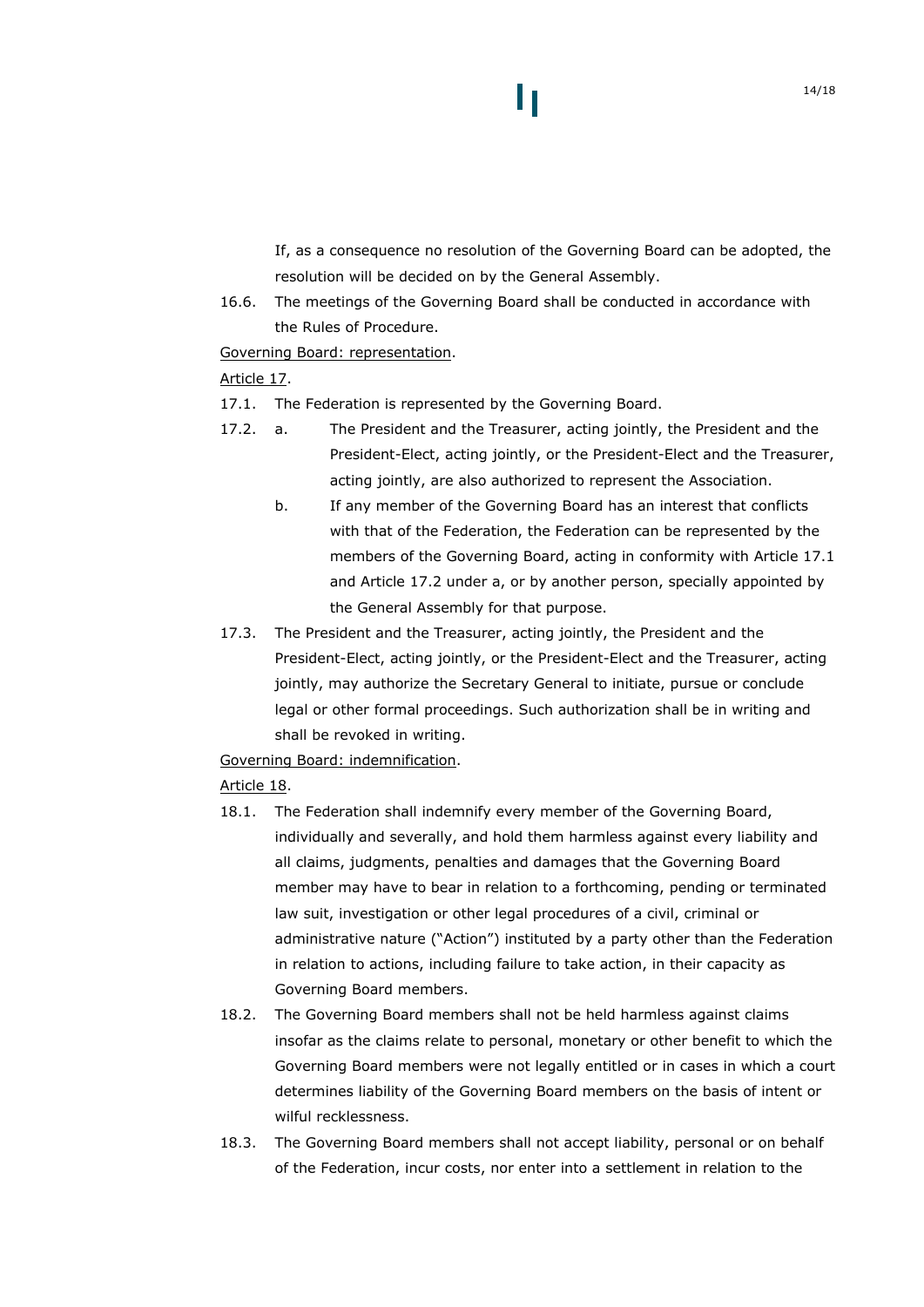If, as a consequence no resolution of the Governing Board can be adopted, the resolution will be decided on by the General Assembly.

16.6. The meetings of the Governing Board shall be conducted in accordance with the Rules of Procedure.

Governing Board: representation.

Article 17.

17.1. The Federation is represented by the Governing Board.

17.2. a. The President and the Treasurer, acting jointly, the President and the President-Elect, acting jointly, or the President-Elect and the Treasurer, acting jointly, are also authorized to represent the Association.

b. If any member of the Governing Board has an interest that conflicts with that of the Federation, the Federation can be represented by the members of the Governing Board, acting in conformity with Article 17.1 and Article 17.2 under a, or by another person, specially appointed by the General Assembly for that purpose.

17.3. The President and the Treasurer, acting jointly, the President and the President-Elect, acting jointly, or the President-Elect and the Treasurer, acting jointly, may authorize the Secretary General to initiate, pursue or conclude legal or other formal proceedings. Such authorization shall be in writing and shall be revoked in writing.

Governing Board: indemnification.

Article 18.

18.1. The Federation shall indemnify every member of the Governing Board, individually and severally, and hold them harmless against every liability and all claims, judgments, penalties and damages that the Governing Board member may have to bear in relation to a forthcoming, pending or terminated law suit, investigation or other legal procedures of a civil, criminal or administrative nature ("Action") instituted by a party other than the Federation in relation to actions, including failure to take action, in their capacity as Governing Board members.

18.2. The Governing Board members shall not be held harmless against claims insofar as the claims relate to personal, monetary or other benefit to which the Governing Board members were not legally entitled or in cases in which a court determines liability of the Governing Board members on the basis of intent or wilful recklessness.

18.3. The Governing Board members shall not accept liability, personal or on behalf of the Federation, incur costs, nor enter into a settlement in relation to the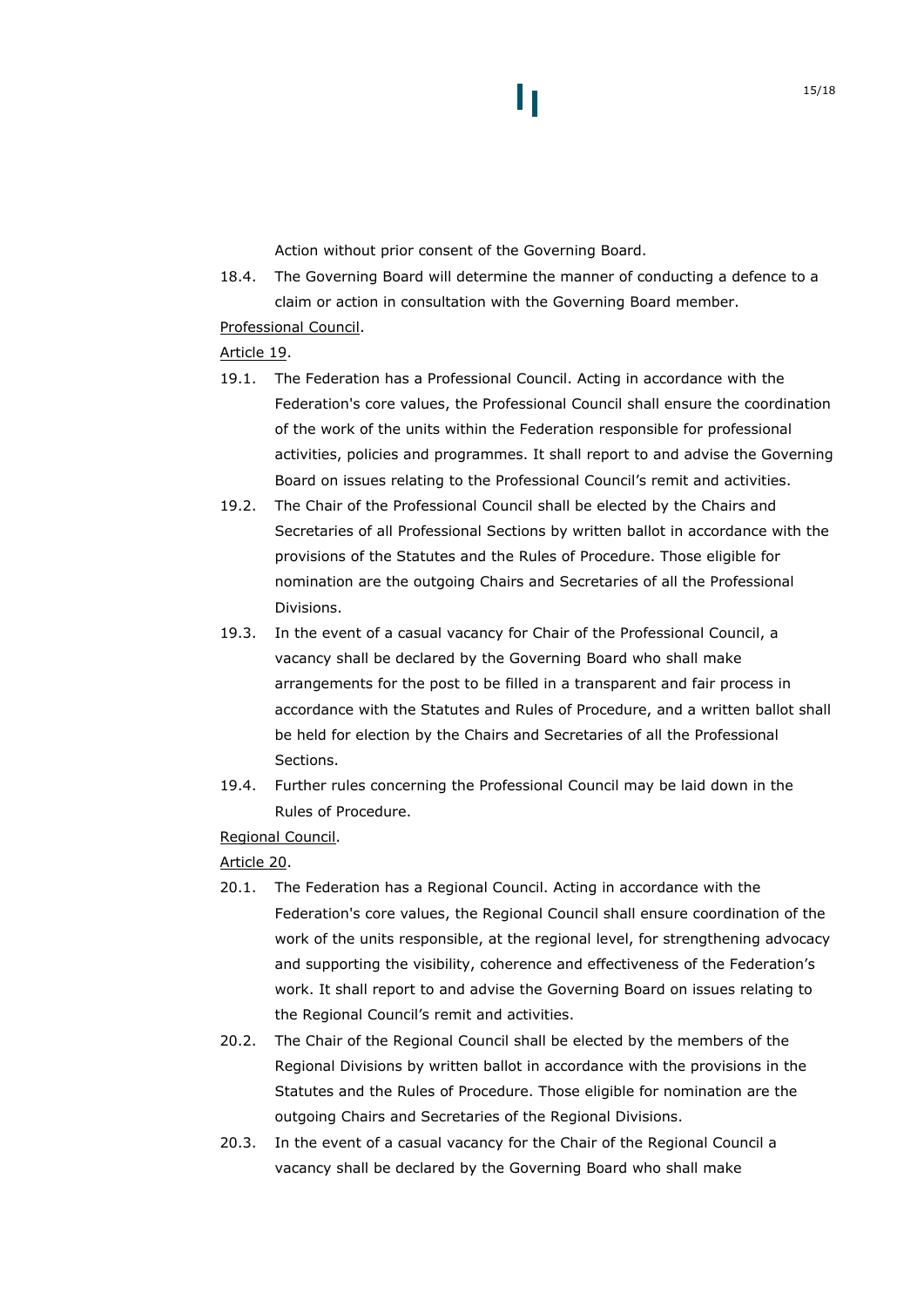Action without prior consent of the Governing Board.

18.4. The Governing Board will determine the manner of conducting a defence to a claim or action in consultation with the Governing Board member.

Professional Council.

Article 19.

19.1. The Federation has a Professional Council. Acting in accordance with the Federation's core values, the Professional Council shall ensure the coordination of the work of the units within the Federation responsible for professional activities, policies and programmes. It shall report to and advise the Governing Board on issues relating to the Professional Council's remit and activities.

19.2. The Chair of the Professional Council shall be elected by the Chairs and Secretaries of all Professional Sections by written ballot in accordance with the provisions of the Statutes and the Rules of Procedure. Those eligible for nomination are the outgoing Chairs and Secretaries of all the Professional Divisions.

19.3. In the event of a casual vacancy for Chair of the Professional Council, a vacancy shall be declared by the Governing Board who shall make arrangements for the post to be filled in a transparent and fair process in accordance with the Statutes and Rules of Procedure, and a written ballot shall be held for election by the Chairs and Secretaries of all the Professional Sections.

19.4. Further rules concerning the Professional Council may be laid down in the Rules of Procedure.

Regional Council.

Article 20.

20.1. The Federation has a Regional Council. Acting in accordance with the Federation's core values, the Regional Council shall ensure coordination of the work of the units responsible, at the regional level, for strengthening advocacy and supporting the visibility, coherence and effectiveness of the Federation's work. It shall report to and advise the Governing Board on issues relating to the Regional Council's remit and activities.

20.2. The Chair of the Regional Council shall be elected by the members of the Regional Divisions by written ballot in accordance with the provisions in the Statutes and the Rules of Procedure. Those eligible for nomination are the outgoing Chairs and Secretaries of the Regional Divisions.

20.3. In the event of a casual vacancy for the Chair of the Regional Council a vacancy shall be declared by the Governing Board who shall make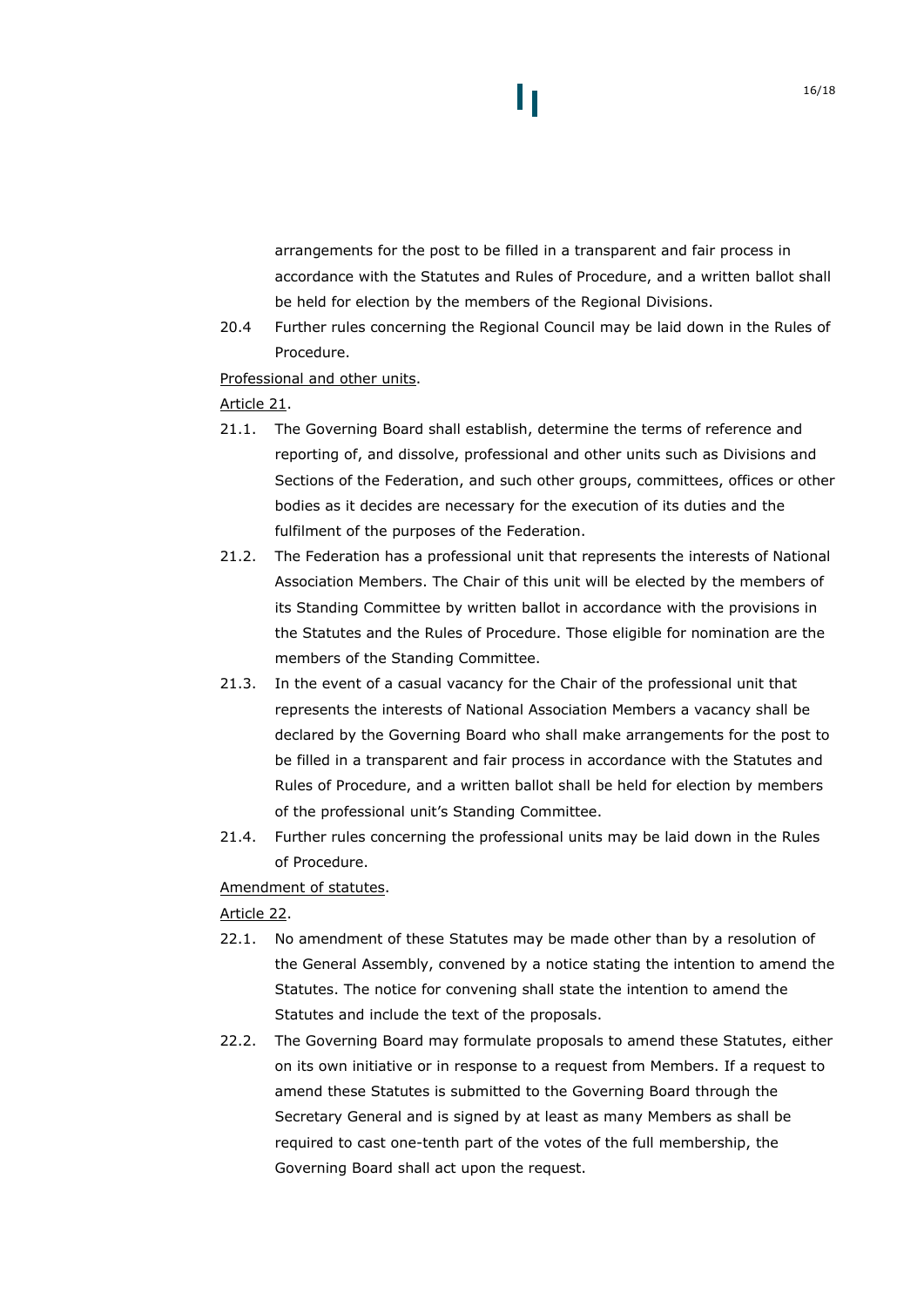arrangements for the post to be filled in a transparent and fair process in accordance with the Statutes and Rules of Procedure, and a written ballot shall be held for election by the members of the Regional Divisions.

20.4 Further rules concerning the Regional Council may be laid down in the Rules of Procedure.

<u>Professional and other units</u>.

<u>Article 21</u>.

21.1. The Governing Board shall establish, determine the terms of reference and reporting of, and dissolve, professional and other units such as Divisions and Sections of the Federation, and such other groups, committees, offices or other bodies as it decides are necessary for the execution of its duties and the fulfilment of the purposes of the Federation.

21.2. The Federation has a professional unit that represents the interests of National Association Members. The Chair of this unit will be elected by the members of its Standing Committee by written ballot in accordance with the provisions in the Statutes and the Rules of Procedure. Those eligible for nomination are the members of the Standing Committee.

21.3. In the event of a casual vacancy for the Chair of the professional unit that represents the interests of National Association Members a vacancy shall be declared by the Governing Board who shall make arrangements for the post to be filled in a transparent and fair process in accordance with the Statutes and Rules of Procedure, and a written ballot shall be held for election by members of the professional unit's Standing Committee.

21.4. Further rules concerning the professional units may be laid down in the Rules of Procedure.

<u>Amendment of statutes</u>.

<u>Article 22</u>.

22.1. No amendment of these Statutes may be made other than by a resolution of the General Assembly, convened by a notice stating the intention to amend the Statutes. The notice for convening shall state the intention to amend the Statutes and include the text of the proposals.

22.2. The Governing Board may formulate proposals to amend these Statutes, either on its own initiative or in response to a request from Members. If a request to amend these Statutes is submitted to the Governing Board through the Secretary General and is signed by at least as many Members as shall be required to cast one-tenth part of the votes of the full membership, the Governing Board shall act upon the request.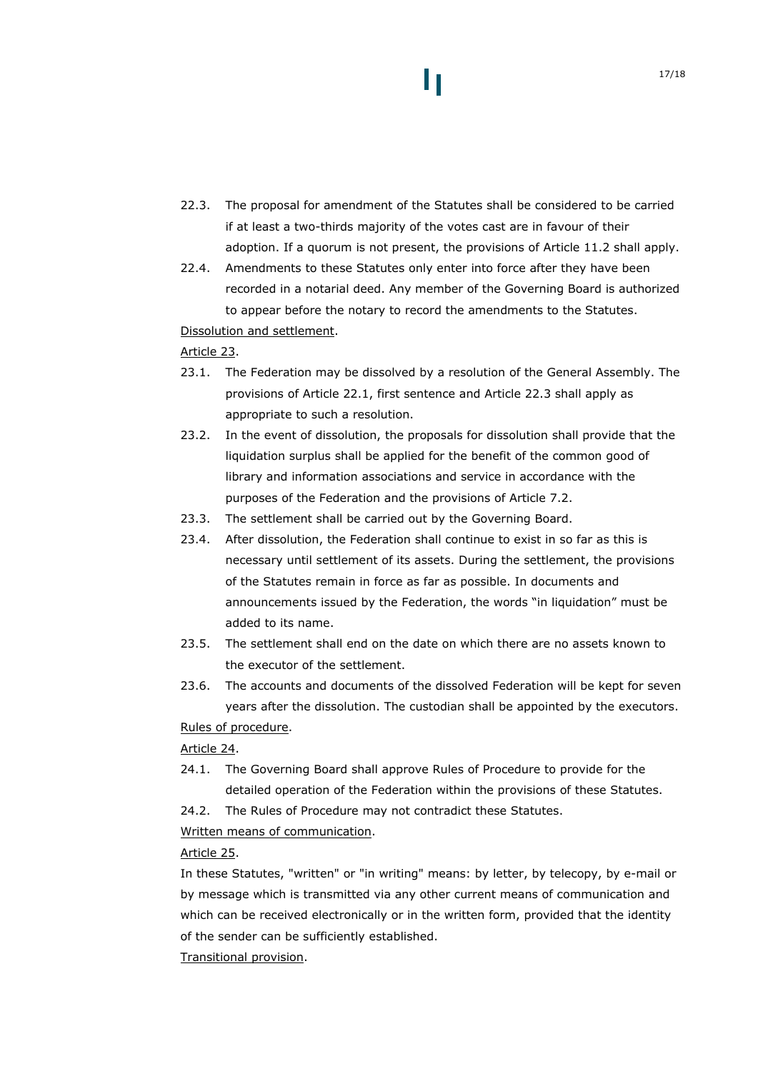22.3. The proposal for amendment of the Statutes shall be considered to be carried if at least a two-thirds majority of the votes cast are in favour of their adoption. If a quorum is not present, the provisions of Article 11.2 shall apply.

22.4. Amendments to these Statutes only enter into force after they have been recorded in a notarial deed. Any member of the Governing Board is authorized to appear before the notary to record the amendments to the Statutes.

<u>Dissolution and settlement</u>.

<u>Article 23</u>.

23.1. The Federation may be dissolved by a resolution of the General Assembly. The provisions of Article 22.1, first sentence and Article 22.3 shall apply as appropriate to such a resolution.

23.2. In the event of dissolution, the proposals for dissolution shall provide that the liquidation surplus shall be applied for the benefit of the common good of library and information associations and service in accordance with the purposes of the Federation and the provisions of Article 7.2.

23.3. The settlement shall be carried out by the Governing Board.

23.4. After dissolution, the Federation shall continue to exist in so far as this is necessary until settlement of its assets. During the settlement, the provisions of the Statutes remain in force as far as possible. In documents and announcements issued by the Federation, the words "in liquidation" must be added to its name.

23.5. The settlement shall end on the date on which there are no assets known to the executor of the settlement.

23.6. The accounts and documents of the dissolved Federation will be kept for seven years after the dissolution. The custodian shall be appointed by the executors.

<u>Rules of procedure</u>.

<u>Article 24</u>.

24.1. The Governing Board shall approve Rules of Procedure to provide for the detailed operation of the Federation within the provisions of these Statutes.

24.2. The Rules of Procedure may not contradict these Statutes.

<u>Written means of communication</u>.

<u>Article 25</u>.

In these Statutes, "written" or "in writing" means: by letter, by telecopy, by e-mail or by message which is transmitted via any other current means of communication and which can be received electronically or in the written form, provided that the identity of the sender can be sufficiently established.

<u>Transitional provision</u>.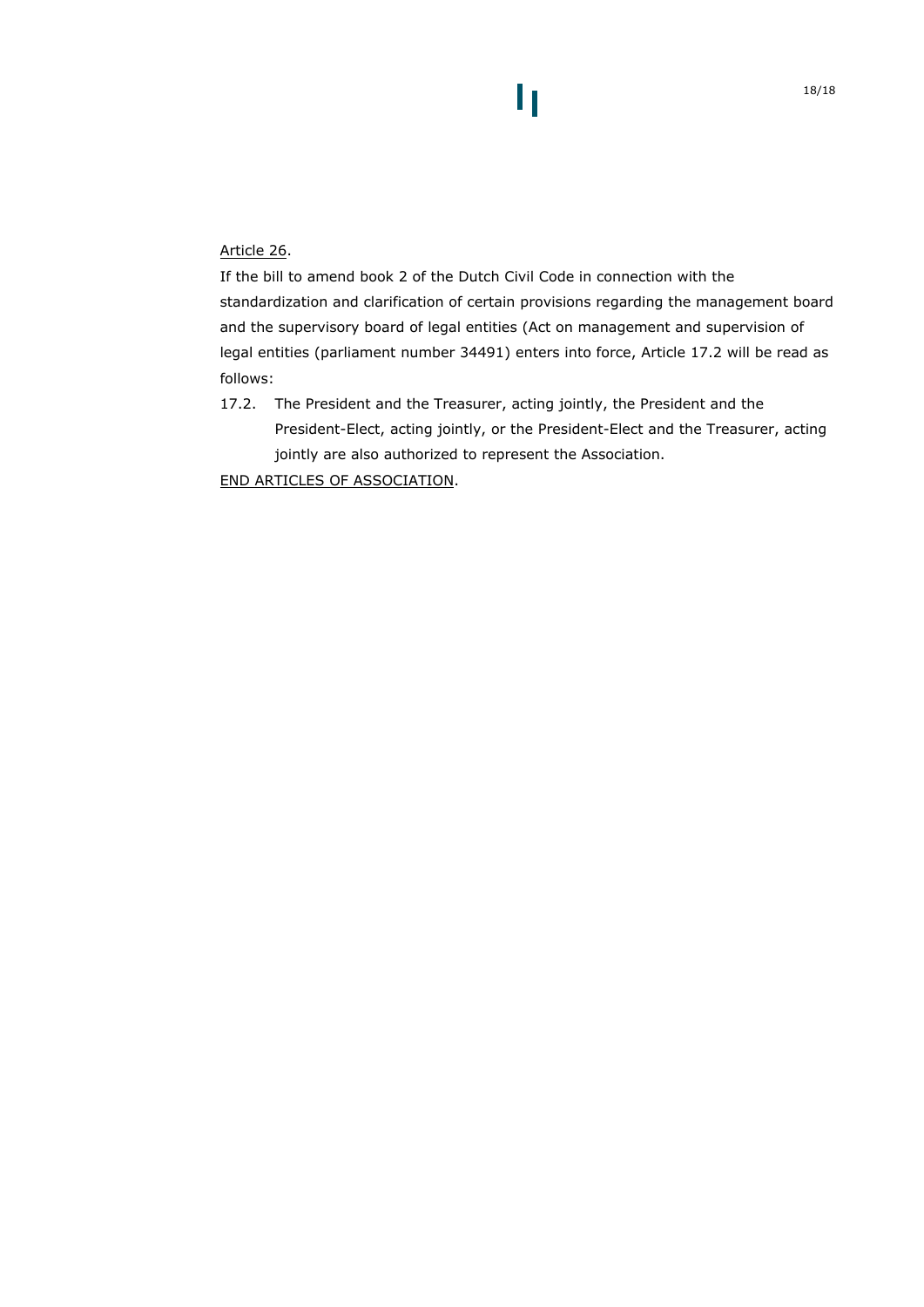Article 26.

If the bill to amend book 2 of the Dutch Civil Code in connection with the standardization and clarification of certain provisions regarding the management board and the supervisory board of legal entities (Act on management and supervision of legal entities (parliament number 34491) enters into force, Article 17.2 will be read as follows:

17.2. The President and the Treasurer, acting jointly, the President and the President-Elect, acting jointly, or the President-Elect and the Treasurer, acting jointly are also authorized to represent the Association.

END ARTICLES OF ASSOCIATION.